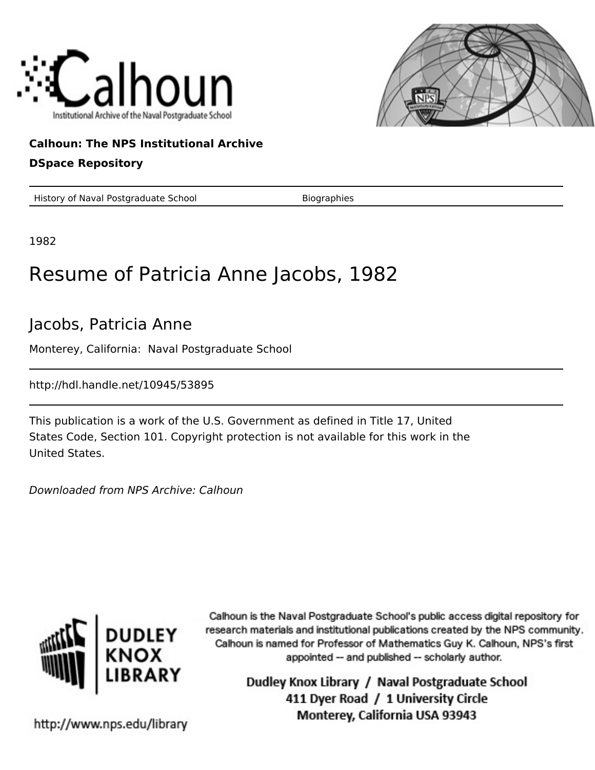Calhoun: The NPS Institutional Archive

DSpace Repository

| History of Naval Postgraduate School | Biographies |
| --- | --- |

1982

# Resume of Patricia Anne Jacobs, 1982

## Jacobs, Patricia Anne

Monterey, California: Naval Postgraduate School

http://hdl.handle.net/10945/53895

This publication is a work of the U.S. Government as defined in Title 17, United States Code, Section 101. Copyright protection is not available for this work in the United States.

*Downloaded from NPS Archive: Calhoun*

Calhoun is the Naval Postgraduate School's public access digital repository for research materials and institutional publications created by the NPS community. Calhoun is named for Professor of Mathematics Guy K. Calhoun, NPS's first appointed -- and published -- scholarly author.

Dudley Knox Library / Naval Postgraduate School
411 Dyer Road / 1 University Circle
Monterey, California USA 93943

http://www.nps.edu/library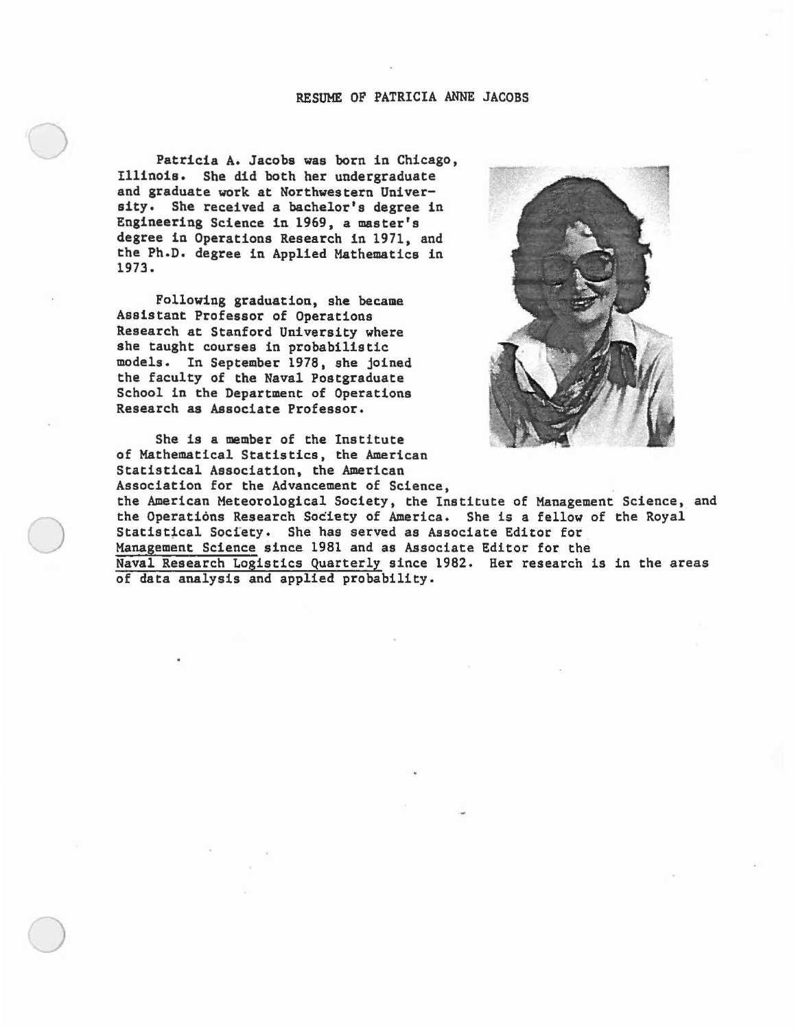# RESUME OF PATRICIA ANNE JACOBS

Patricia A. Jacobs was born in Chicago, Illinois. She did both her undergraduate and graduate work at Northwestern University. She received a bachelor's degree in Engineering Science in 1969, a master's degree in Operations Research in 1971, and the Ph.D. degree in Applied Mathematics in 1973.

Following graduation, she became Assistant Professor of Operations Research at Stanford University where she taught courses in probabilistic models. In September 1978, she joined the faculty of the Naval Postgraduate School in the Department of Operations Research as Associate Professor.

She is a member of the Institute of Mathematical Statistics, the American Statistical Association, the American Association for the Advancement of Science, the American Meteorological Society, the Institute of Management Science, and the Operations Research Society of America. She is a fellow of the Royal Statistical Society. She has served as Associate Editor for Management Science since 1981 and as Associate Editor for the Naval Research Logistics Quarterly since 1982. Her research is in the areas of data analysis and applied probability.